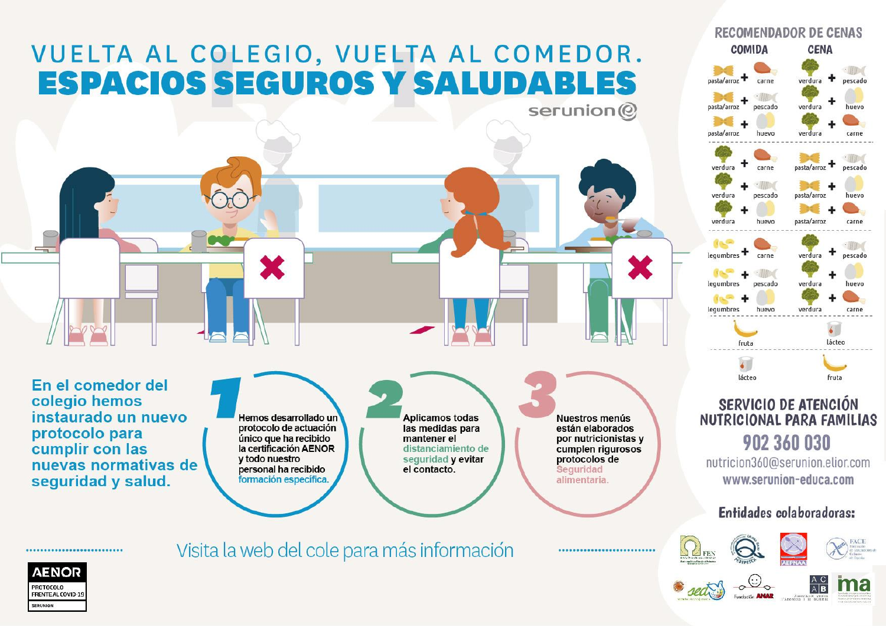# VUELTA AL COLEGIO, VUELTA AL COMEDOR.

# ESPACIOS SEGUROS Y SALUDABLES

serunion

**En el comedor del colegio hemos instaurado un nuevo protocolo para cumplir con las nuevas normativas de seguridad y salud.**

**1** Hemos desarrollado un protocolo de actuación único que ha recibido la certificación AENOR y todo nuestro personal ha recibido formación específica.

**2** Aplicamos todas las medidas para mantener el distanciamiento de seguridad y evitar el contacto.

**3** Nuestros menús están elaborados por nutricionistas y cumplen rigurosos protocolos de Seguridad alimentaria.

Visita la web del cole para más información

AENOR
PROTOCOLO FRENTE AL COVID-19
SERUNION

## RECOMENDADOR DE CENAS

| COMIDA | CENA |
|---|---|
| pasta/arroz + carne | verdura + pescado |
| pasta/arroz + pescado | verdura + huevo |
| pasta/arroz + huevo | verdura + carne |
| verdura + carne | pasta/arroz + pescado |
| verdura + pescado | pasta/arroz + huevo |
| verdura + huevo | pasta/arroz + carne |
| legumbres + carne | verdura + pescado |
| legumbres + pescado | verdura + huevo |
| legumbres + huevo | verdura + carne |
| fruta | lácteo |
| lácteo | fruta |

## SERVICIO DE ATENCIÓN NUTRICIONAL PARA FAMILIAS

**902 360 030**

nutricion360@serunion.elior.com

www.serunion-educa.com

**Entidades colaboradoras:**

FEN, FESPESCA, AEPNAA, FACE, SEDCA, Fundación ANAR, ACAB, ima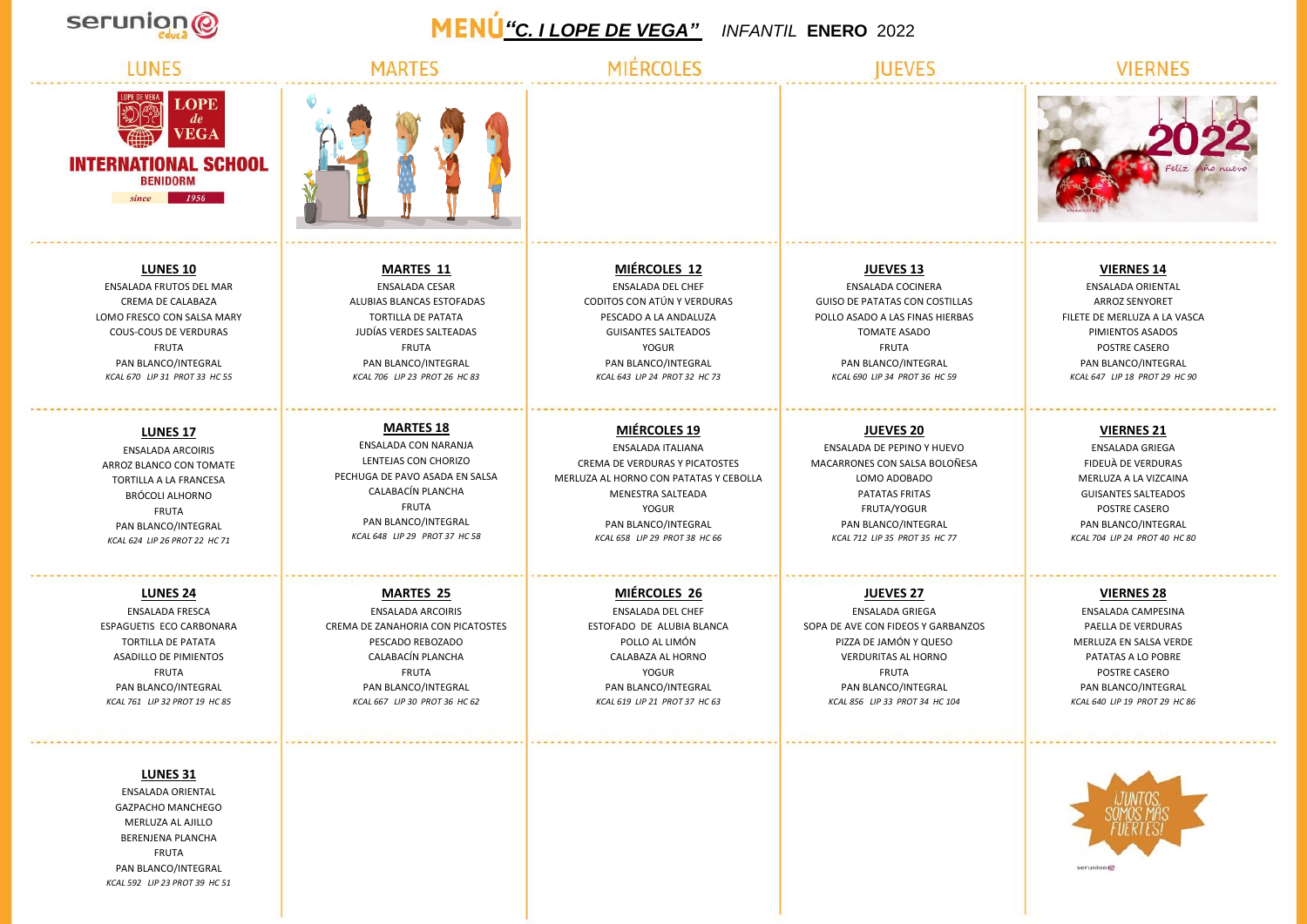# MENÚ *"C. I LOPE DE VEGA"* INFANTIL **ENERO** 2022

| LUNES | MARTES | MIÉRCOLES | JUEVES | VIERNES |
|---|---|---|---|---|
| **LUNES 10**<br>ENSALADA FRUTOS DEL MAR<br>CREMA DE CALABAZA<br>LOMO FRESCO CON SALSA MARY<br>COUS-COUS DE VERDURAS<br>FRUTA<br>PAN BLANCO/INTEGRAL<br>*KCAL 670 LIP 31 PROT 33 HC 55* | **MARTES 11**<br>ENSALADA CESAR<br>ALUBIAS BLANCAS ESTOFADAS<br>TORTILLA DE PATATA<br>JUDÍAS VERDES SALTEADAS<br>FRUTA<br>PAN BLANCO/INTEGRAL<br>*KCAL 706 LIP 23 PROT 26 HC 83* | **MIÉRCOLES 12**<br>ENSALADA DEL CHEF<br>CODITOS CON ATÚN Y VERDURAS<br>PESCADO A LA ANDALUZA<br>GUISANTES SALTEADOS<br>YOGUR<br>PAN BLANCO/INTEGRAL<br>*KCAL 643 LIP 24 PROT 32 HC 73* | **JUEVES 13**<br>ENSALADA COCINERA<br>GUISO DE PATATAS CON COSTILLAS<br>POLLO ASADO A LAS FINAS HIERBAS<br>TOMATE ASADO<br>FRUTA<br>PAN BLANCO/INTEGRAL<br>*KCAL 690 LIP 34 PROT 36 HC 59* | **VIERNES 14**<br>ENSALADA ORIENTAL<br>ARROZ SENYORET<br>FILETE DE MERLUZA A LA VASCA<br>PIMIENTOS ASADOS<br>POSTRE CASERO<br>PAN BLANCO/INTEGRAL<br>*KCAL 647 LIP 18 PROT 29 HC 90* |
| **LUNES 17**<br>ENSALADA ARCOIRIS<br>ARROZ BLANCO CON TOMATE<br>TORTILLA A LA FRANCESA<br>BRÓCOLI ALHORNO<br>FRUTA<br>PAN BLANCO/INTEGRAL<br>*KCAL 624 LIP 26 PROT 22 HC 71* | **MARTES 18**<br>ENSALADA CON NARANJA<br>LENTEJAS CON CHORIZO<br>PECHUGA DE PAVO ASADA EN SALSA<br>CALABACÍN PLANCHA<br>FRUTA<br>PAN BLANCO/INTEGRAL<br>*KCAL 648 LIP 29 PROT 37 HC 58* | **MIÉRCOLES 19**<br>ENSALADA ITALIANA<br>CREMA DE VERDURAS Y PICATOSTES<br>MERLUZA AL HORNO CON PATATAS Y CEBOLLA<br>MENESTRA SALTEADA<br>YOGUR<br>PAN BLANCO/INTEGRAL<br>*KCAL 658 LIP 29 PROT 38 HC 66* | **JUEVES 20**<br>ENSALADA DE PEPINO Y HUEVO<br>MACARRONES CON SALSA BOLOÑESA<br>LOMO ADOBADO<br>PATATAS FRITAS<br>FRUTA/YOGUR<br>PAN BLANCO/INTEGRAL<br>*KCAL 712 LIP 35 PROT 35 HC 77* | **VIERNES 21**<br>ENSALADA GRIEGA<br>FIDEUÀ DE VERDURAS<br>MERLUZA A LA VIZCAINA<br>GUISANTES SALTEADOS<br>POSTRE CASERO<br>PAN BLANCO/INTEGRAL<br>*KCAL 704 LIP 24 PROT 40 HC 80* |
| **LUNES 24**<br>ENSALADA FRESCA<br>ESPAGUETIS ECO CARBONARA<br>TORTILLA DE PATATA<br>ASADILLO DE PIMIENTOS<br>FRUTA<br>PAN BLANCO/INTEGRAL<br>*KCAL 761 LIP 32 PROT 19 HC 85* | **MARTES 25**<br>ENSALADA ARCOIRIS<br>CREMA DE ZANAHORIA CON PICATOSTES<br>PESCADO REBOZADO<br>CALABACÍN PLANCHA<br>FRUTA<br>PAN BLANCO/INTEGRAL<br>*KCAL 667 LIP 30 PROT 36 HC 62* | **MIÉRCOLES 26**<br>ENSALADA DEL CHEF<br>ESTOFADO DE ALUBIA BLANCA<br>POLLO AL LIMÓN<br>CALABAZA AL HORNO<br>YOGUR<br>PAN BLANCO/INTEGRAL<br>*KCAL 619 LIP 21 PROT 37 HC 63* | **JUEVES 27**<br>ENSALADA GRIEGA<br>SOPA DE AVE CON FIDEOS Y GARBANZOS<br>PIZZA DE JAMÓN Y QUESO<br>VERDURITAS AL HORNO<br>FRUTA<br>PAN BLANCO/INTEGRAL<br>*KCAL 856 LIP 33 PROT 34 HC 104* | **VIERNES 28**<br>ENSALADA CAMPESINA<br>PAELLA DE VERDURAS<br>MERLUZA EN SALSA VERDE<br>PATATAS A LO POBRE<br>POSTRE CASERO<br>PAN BLANCO/INTEGRAL<br>*KCAL 640 LIP 19 PROT 29 HC 86* |
| **LUNES 31**<br>ENSALADA ORIENTAL<br>GAZPACHO MANCHEGO<br>MERLUZA AL AJILLO<br>BERENJENA PLANCHA<br>FRUTA<br>PAN BLANCO/INTEGRAL<br>*KCAL 592 LIP 23 PROT 39 HC 51* | | | | |